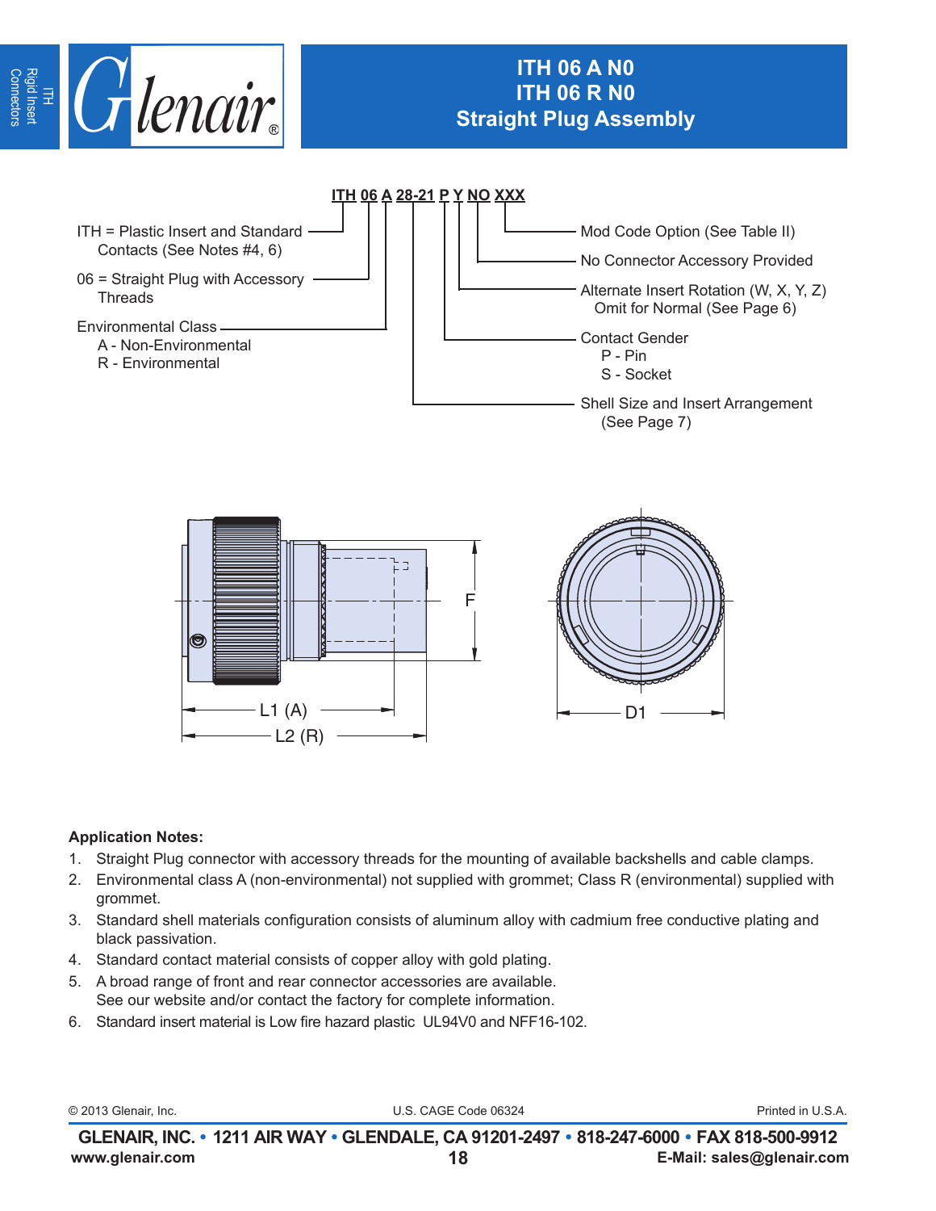# ITH 06 A N0
# ITH 06 R N0
## Straight Plug Assembly

**ITH 06 A 28-21 P Y NO XXX**

- ITH = Plastic Insert and Standard Contacts (See Notes #4, 6)
- 06 = Straight Plug with Accessory Threads
- Environmental Class
  - A - Non-Environmental
  - R - Environmental
- Shell Size and Insert Arrangement (See Page 7)
- Contact Gender
  - P - Pin
  - S - Socket
- Alternate Insert Rotation (W, X, Y, Z) Omit for Normal (See Page 6)
- No Connector Accessory Provided
- Mod Code Option (See Table II)

F

L1 (A)

L2 (R)

D1

**Application Notes:**

1. Straight Plug connector with accessory threads for the mounting of available backshells and cable clamps.
2. Environmental class A (non-environmental) not supplied with grommet; Class R (environmental) supplied with grommet.
3. Standard shell materials configuration consists of aluminum alloy with cadmium free conductive plating and black passivation.
4. Standard contact material consists of copper alloy with gold plating.
5. A broad range of front and rear connector accessories are available. See our website and/or contact the factory for complete information.
6. Standard insert material is Low fire hazard plastic UL94V0 and NFF16-102.

© 2013 Glenair, Inc. U.S. CAGE Code 06324 Printed in U.S.A.

**GLENAIR, INC. • 1211 AIR WAY • GLENDALE, CA 91201-2497 • 818-247-6000 • FAX 818-500-9912**

**www.glenair.com** **E-Mail: sales@glenair.com**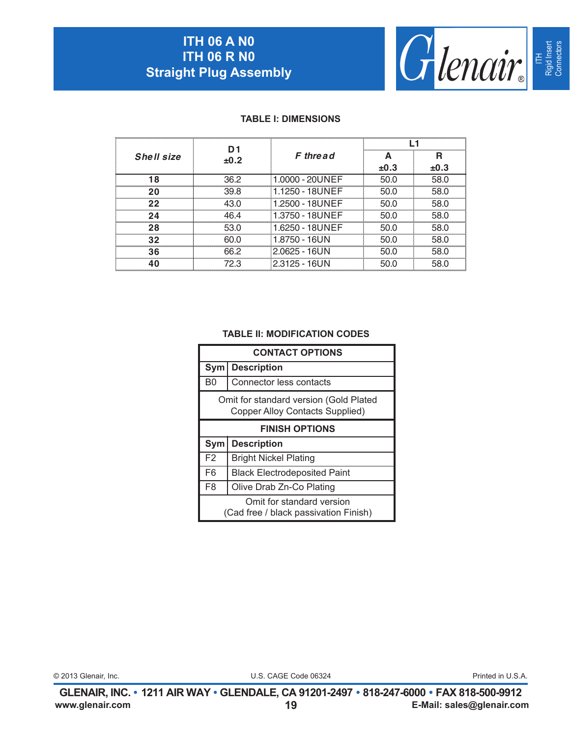# ITH 06 A N0
# ITH 06 R N0
# Straight Plug Assembly

### TABLE I: DIMENSIONS

| Shell size | D1 ±0.2 | F thread | L1 | |
|---|---|---|---|---|
| | | | A ±0.3 | R ±0.3 |
| 18 | 36.2 | 1.0000 - 20UNEF | 50.0 | 58.0 |
| 20 | 39.8 | 1.1250 - 18UNEF | 50.0 | 58.0 |
| 22 | 43.0 | 1.2500 - 18UNEF | 50.0 | 58.0 |
| 24 | 46.4 | 1.3750 - 18UNEF | 50.0 | 58.0 |
| 28 | 53.0 | 1.6250 - 18UNEF | 50.0 | 58.0 |
| 32 | 60.0 | 1.8750 - 16UN | 50.0 | 58.0 |
| 36 | 66.2 | 2.0625 - 16UN | 50.0 | 58.0 |
| 40 | 72.3 | 2.3125 - 16UN | 50.0 | 58.0 |

### TABLE II: MODIFICATION CODES

| CONTACT OPTIONS | |
|---|---|
| **Sym** | **Description** |
| B0 | Connector less contacts |
| Omit for standard version (Gold Plated Copper Alloy Contacts Supplied) | |

| FINISH OPTIONS | |
|---|---|
| **Sym** | **Description** |
| F2 | Bright Nickel Plating |
| F6 | Black Electrodeposited Paint |
| F8 | Olive Drab Zn-Co Plating |
| Omit for standard version (Cad free / black passivation Finish) | |

© 2013 Glenair, Inc. U.S. CAGE Code 06324 Printed in U.S.A.

**GLENAIR, INC. • 1211 AIR WAY • GLENDALE, CA 91201-2497 • 818-247-6000 • FAX 818-500-9912**

**www.glenair.com** **E-Mail: sales@glenair.com**